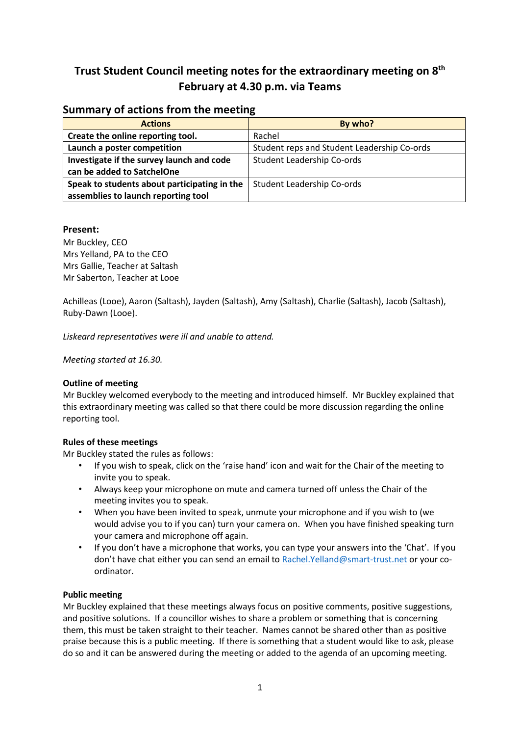# Trust Student Council meeting notes for the extraordinary meeting on 8th February at 4.30 p.m. via Teams

## Summary of actions from the meeting

| Actions | By who? |
|---|---|
| **Create the online reporting tool.** | Rachel |
| **Launch a poster competition** | Student reps and Student Leadership Co-ords |
| **Investigate if the survey launch and code can be added to SatchelOne** | Student Leadership Co-ords |
| **Speak to students about participating in the assemblies to launch reporting tool** | Student Leadership Co-ords |

### Present:

Mr Buckley, CEO
Mrs Yelland, PA to the CEO
Mrs Gallie, Teacher at Saltash
Mr Saberton, Teacher at Looe

Achilleas (Looe), Aaron (Saltash), Jayden (Saltash), Amy (Saltash), Charlie (Saltash), Jacob (Saltash), Ruby-Dawn (Looe).

*Liskeard representatives were ill and unable to attend.*

*Meeting started at 16.30.*

**Outline of meeting**

Mr Buckley welcomed everybody to the meeting and introduced himself. Mr Buckley explained that this extraordinary meeting was called so that there could be more discussion regarding the online reporting tool.

**Rules of these meetings**

Mr Buckley stated the rules as follows:

- If you wish to speak, click on the 'raise hand' icon and wait for the Chair of the meeting to invite you to speak.
- Always keep your microphone on mute and camera turned off unless the Chair of the meeting invites you to speak.
- When you have been invited to speak, unmute your microphone and if you wish to (we would advise you to if you can) turn your camera on. When you have finished speaking turn your camera and microphone off again.
- If you don't have a microphone that works, you can type your answers into the 'Chat'. If you don't have chat either you can send an email to Rachel.Yelland@smart-trust.net or your co-ordinator.

**Public meeting**

Mr Buckley explained that these meetings always focus on positive comments, positive suggestions, and positive solutions. If a councillor wishes to share a problem or something that is concerning them, this must be taken straight to their teacher. Names cannot be shared other than as positive praise because this is a public meeting. If there is something that a student would like to ask, please do so and it can be answered during the meeting or added to the agenda of an upcoming meeting.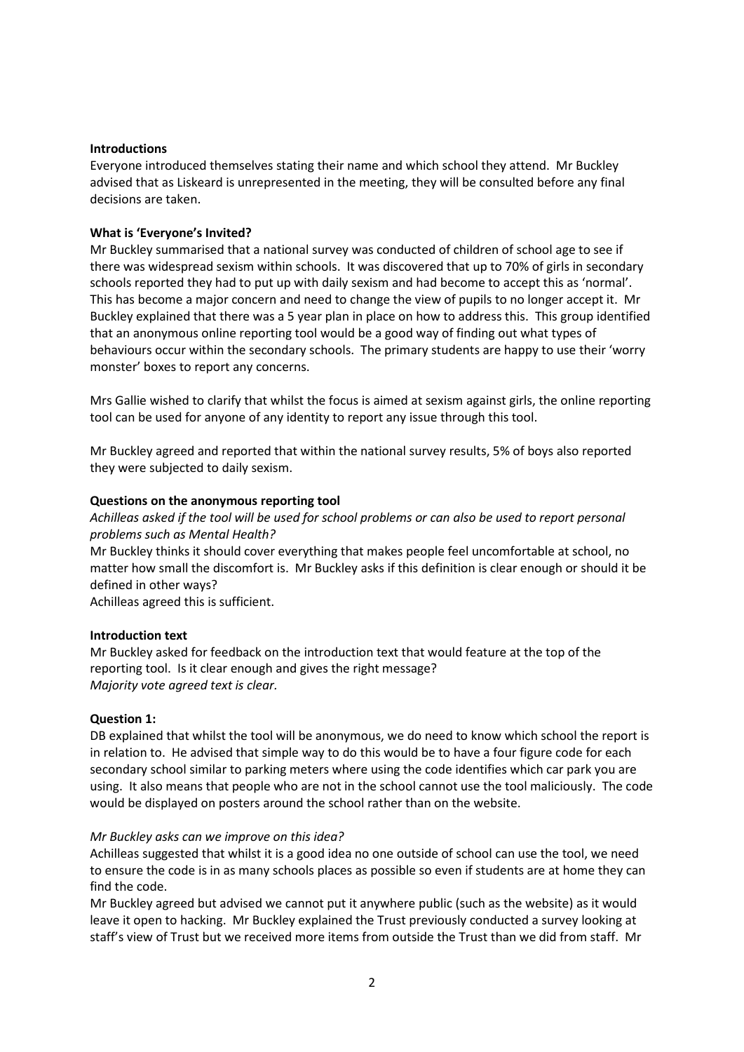**Introductions**

Everyone introduced themselves stating their name and which school they attend. Mr Buckley advised that as Liskeard is unrepresented in the meeting, they will be consulted before any final decisions are taken.

**What is 'Everyone's Invited?**

Mr Buckley summarised that a national survey was conducted of children of school age to see if there was widespread sexism within schools. It was discovered that up to 70% of girls in secondary schools reported they had to put up with daily sexism and had become to accept this as 'normal'. This has become a major concern and need to change the view of pupils to no longer accept it. Mr Buckley explained that there was a 5 year plan in place on how to address this. This group identified that an anonymous online reporting tool would be a good way of finding out what types of behaviours occur within the secondary schools. The primary students are happy to use their 'worry monster' boxes to report any concerns.

Mrs Gallie wished to clarify that whilst the focus is aimed at sexism against girls, the online reporting tool can be used for anyone of any identity to report any issue through this tool.

Mr Buckley agreed and reported that within the national survey results, 5% of boys also reported they were subjected to daily sexism.

**Questions on the anonymous reporting tool**

*Achilleas asked if the tool will be used for school problems or can also be used to report personal problems such as Mental Health?*

Mr Buckley thinks it should cover everything that makes people feel uncomfortable at school, no matter how small the discomfort is. Mr Buckley asks if this definition is clear enough or should it be defined in other ways?

Achilleas agreed this is sufficient.

**Introduction text**

Mr Buckley asked for feedback on the introduction text that would feature at the top of the reporting tool. Is it clear enough and gives the right message?

*Majority vote agreed text is clear.*

**Question 1:**

DB explained that whilst the tool will be anonymous, we do need to know which school the report is in relation to. He advised that simple way to do this would be to have a four figure code for each secondary school similar to parking meters where using the code identifies which car park you are using. It also means that people who are not in the school cannot use the tool maliciously. The code would be displayed on posters around the school rather than on the website.

*Mr Buckley asks can we improve on this idea?*

Achilleas suggested that whilst it is a good idea no one outside of school can use the tool, we need to ensure the code is in as many schools places as possible so even if students are at home they can find the code.

Mr Buckley agreed but advised we cannot put it anywhere public (such as the website) as it would leave it open to hacking. Mr Buckley explained the Trust previously conducted a survey looking at staff's view of Trust but we received more items from outside the Trust than we did from staff. Mr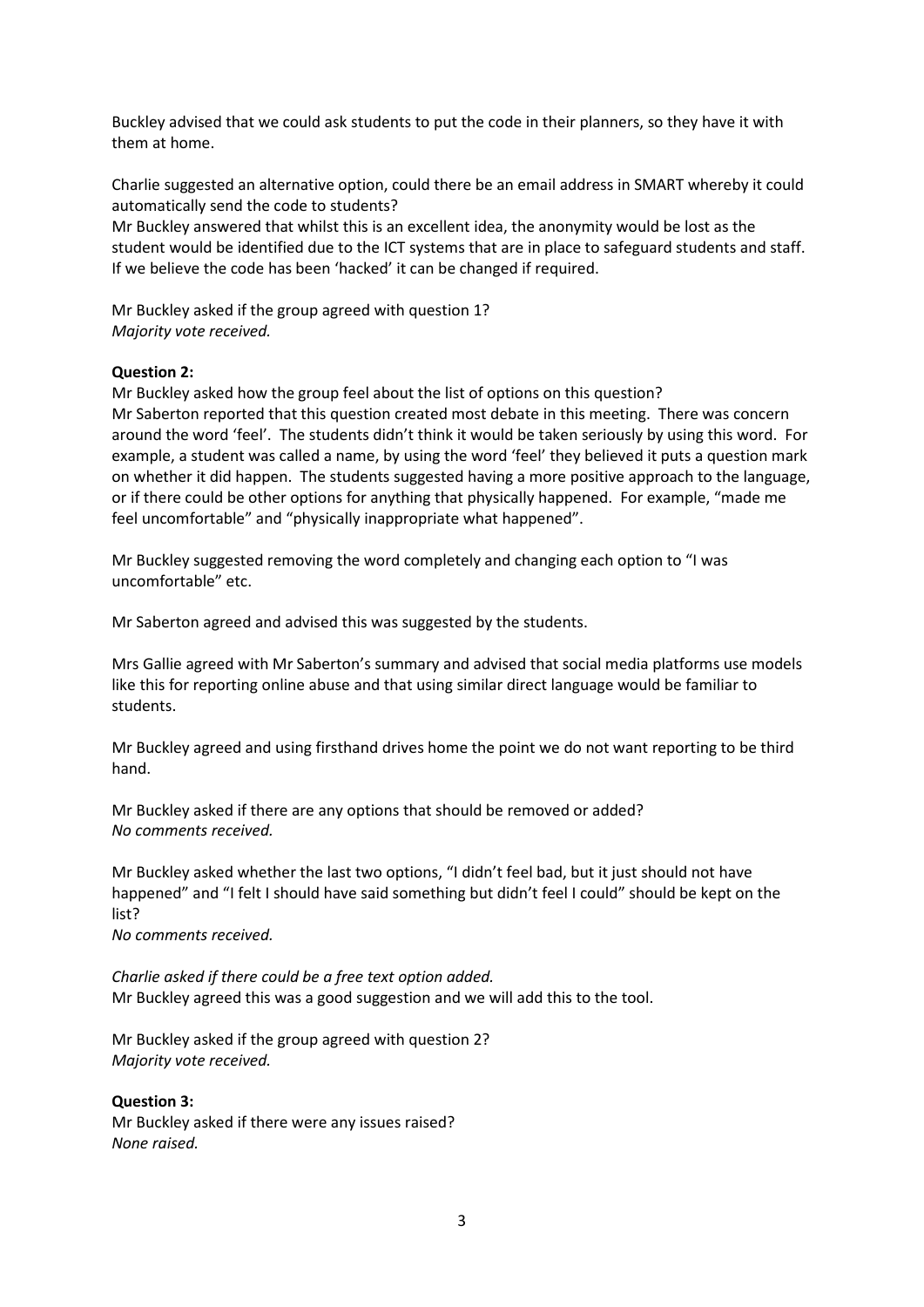Buckley advised that we could ask students to put the code in their planners, so they have it with them at home.

Charlie suggested an alternative option, could there be an email address in SMART whereby it could automatically send the code to students?
Mr Buckley answered that whilst this is an excellent idea, the anonymity would be lost as the student would be identified due to the ICT systems that are in place to safeguard students and staff. If we believe the code has been 'hacked' it can be changed if required.

Mr Buckley asked if the group agreed with question 1?
*Majority vote received.*

**Question 2:**
Mr Buckley asked how the group feel about the list of options on this question?
Mr Saberton reported that this question created most debate in this meeting. There was concern around the word 'feel'. The students didn't think it would be taken seriously by using this word. For example, a student was called a name, by using the word 'feel' they believed it puts a question mark on whether it did happen. The students suggested having a more positive approach to the language, or if there could be other options for anything that physically happened. For example, "made me feel uncomfortable" and "physically inappropriate what happened".

Mr Buckley suggested removing the word completely and changing each option to "I was uncomfortable" etc.

Mr Saberton agreed and advised this was suggested by the students.

Mrs Gallie agreed with Mr Saberton's summary and advised that social media platforms use models like this for reporting online abuse and that using similar direct language would be familiar to students.

Mr Buckley agreed and using firsthand drives home the point we do not want reporting to be third hand.

Mr Buckley asked if there are any options that should be removed or added?
*No comments received.*

Mr Buckley asked whether the last two options, "I didn't feel bad, but it just should not have happened" and "I felt I should have said something but didn't feel I could" should be kept on the list?
*No comments received.*

*Charlie asked if there could be a free text option added.*
Mr Buckley agreed this was a good suggestion and we will add this to the tool.

Mr Buckley asked if the group agreed with question 2?
*Majority vote received.*

**Question 3:**
Mr Buckley asked if there were any issues raised?
*None raised.*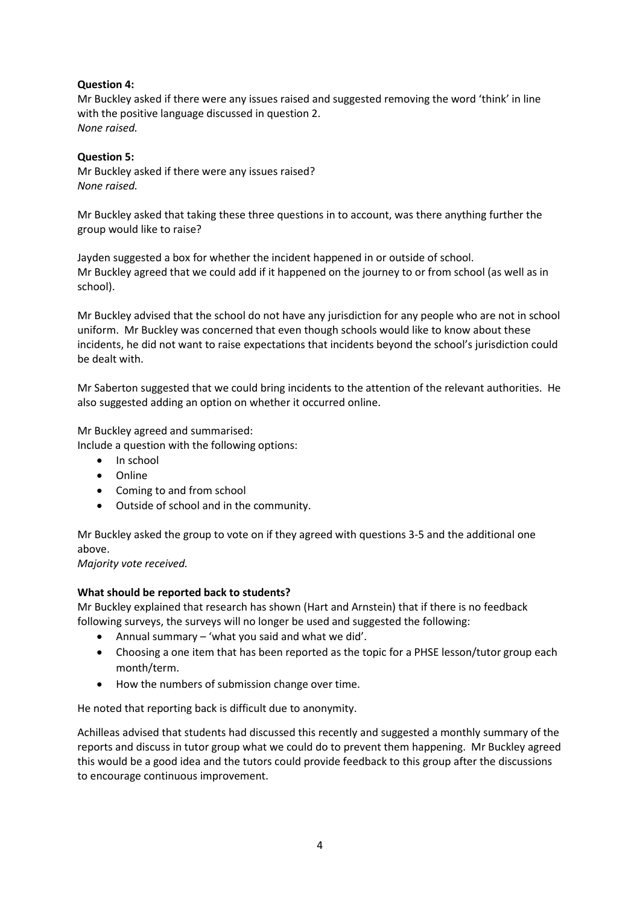**Question 4:**
Mr Buckley asked if there were any issues raised and suggested removing the word 'think' in line with the positive language discussed in question 2.
*None raised.*

**Question 5:**
Mr Buckley asked if there were any issues raised?
*None raised.*

Mr Buckley asked that taking these three questions in to account, was there anything further the group would like to raise?

Jayden suggested a box for whether the incident happened in or outside of school.
Mr Buckley agreed that we could add if it happened on the journey to or from school (as well as in school).

Mr Buckley advised that the school do not have any jurisdiction for any people who are not in school uniform. Mr Buckley was concerned that even though schools would like to know about these incidents, he did not want to raise expectations that incidents beyond the school's jurisdiction could be dealt with.

Mr Saberton suggested that we could bring incidents to the attention of the relevant authorities. He also suggested adding an option on whether it occurred online.

Mr Buckley agreed and summarised:
Include a question with the following options:

- In school
- Online
- Coming to and from school
- Outside of school and in the community.

Mr Buckley asked the group to vote on if they agreed with questions 3-5 and the additional one above.
*Majority vote received.*

**What should be reported back to students?**
Mr Buckley explained that research has shown (Hart and Arnstein) that if there is no feedback following surveys, the surveys will no longer be used and suggested the following:

- Annual summary – 'what you said and what we did'.
- Choosing a one item that has been reported as the topic for a PHSE lesson/tutor group each month/term.
- How the numbers of submission change over time.

He noted that reporting back is difficult due to anonymity.

Achilleas advised that students had discussed this recently and suggested a monthly summary of the reports and discuss in tutor group what we could do to prevent them happening. Mr Buckley agreed this would be a good idea and the tutors could provide feedback to this group after the discussions to encourage continuous improvement.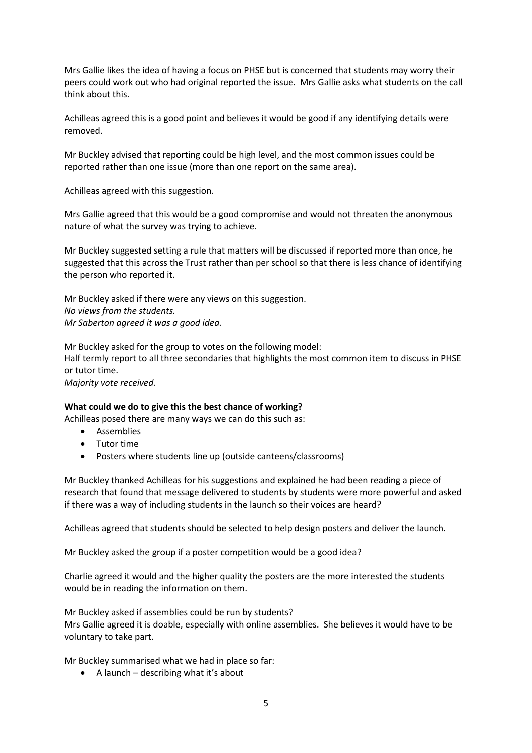Mrs Gallie likes the idea of having a focus on PHSE but is concerned that students may worry their peers could work out who had original reported the issue. Mrs Gallie asks what students on the call think about this.

Achilleas agreed this is a good point and believes it would be good if any identifying details were removed.

Mr Buckley advised that reporting could be high level, and the most common issues could be reported rather than one issue (more than one report on the same area).

Achilleas agreed with this suggestion.

Mrs Gallie agreed that this would be a good compromise and would not threaten the anonymous nature of what the survey was trying to achieve.

Mr Buckley suggested setting a rule that matters will be discussed if reported more than once, he suggested that this across the Trust rather than per school so that there is less chance of identifying the person who reported it.

Mr Buckley asked if there were any views on this suggestion.
*No views from the students.*
*Mr Saberton agreed it was a good idea.*

Mr Buckley asked for the group to votes on the following model:
Half termly report to all three secondaries that highlights the most common item to discuss in PHSE or tutor time.
*Majority vote received.*

**What could we do to give this the best chance of working?**
Achilleas posed there are many ways we can do this such as:

- Assemblies
- Tutor time
- Posters where students line up (outside canteens/classrooms)

Mr Buckley thanked Achilleas for his suggestions and explained he had been reading a piece of research that found that message delivered to students by students were more powerful and asked if there was a way of including students in the launch so their voices are heard?

Achilleas agreed that students should be selected to help design posters and deliver the launch.

Mr Buckley asked the group if a poster competition would be a good idea?

Charlie agreed it would and the higher quality the posters are the more interested the students would be in reading the information on them.

Mr Buckley asked if assemblies could be run by students?
Mrs Gallie agreed it is doable, especially with online assemblies. She believes it would have to be voluntary to take part.

Mr Buckley summarised what we had in place so far:

- A launch – describing what it's about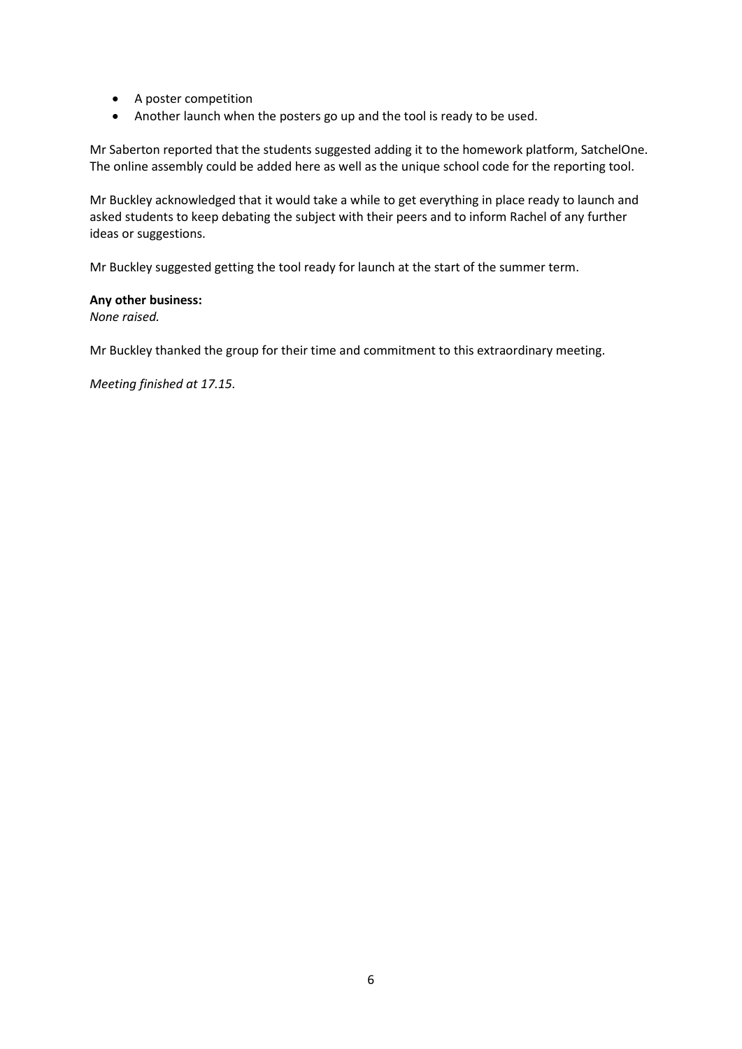- A poster competition
- Another launch when the posters go up and the tool is ready to be used.

Mr Saberton reported that the students suggested adding it to the homework platform, SatchelOne. The online assembly could be added here as well as the unique school code for the reporting tool.

Mr Buckley acknowledged that it would take a while to get everything in place ready to launch and asked students to keep debating the subject with their peers and to inform Rachel of any further ideas or suggestions.

Mr Buckley suggested getting the tool ready for launch at the start of the summer term.

**Any other business:**
*None raised.*

Mr Buckley thanked the group for their time and commitment to this extraordinary meeting.

*Meeting finished at 17.15.*